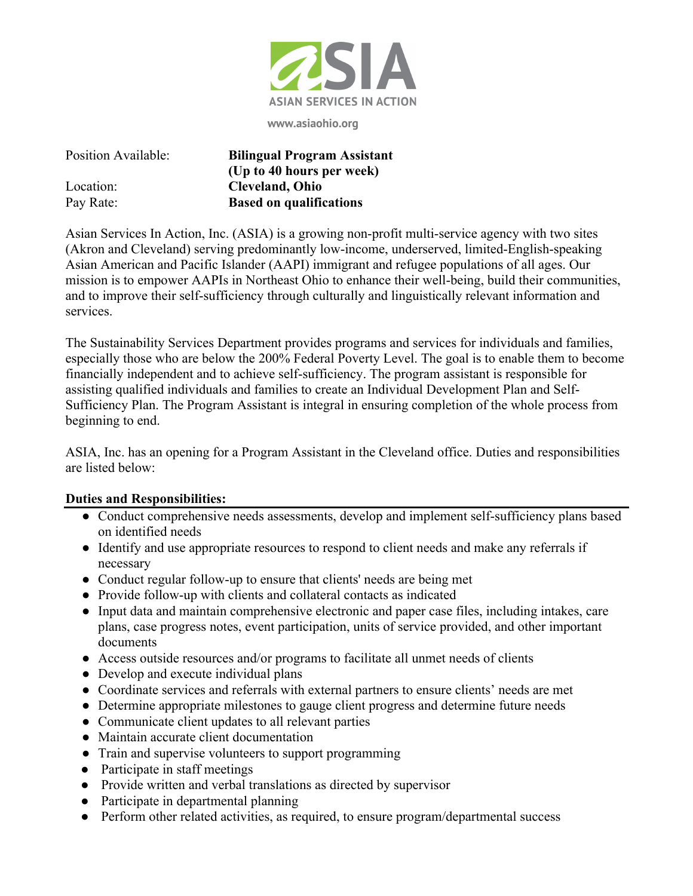ASIA
ASIAN SERVICES IN ACTION

www.asiaohio.org

| | |
|---|---|
| Position Available: | **Bilingual Program Assistant (Up to 40 hours per week)** |
| Location: | **Cleveland, Ohio** |
| Pay Rate: | **Based on qualifications** |

Asian Services In Action, Inc. (ASIA) is a growing non-profit multi-service agency with two sites (Akron and Cleveland) serving predominantly low-income, underserved, limited-English-speaking Asian American and Pacific Islander (AAPI) immigrant and refugee populations of all ages. Our mission is to empower AAPIs in Northeast Ohio to enhance their well-being, build their communities, and to improve their self-sufficiency through culturally and linguistically relevant information and services.

The Sustainability Services Department provides programs and services for individuals and families, especially those who are below the 200% Federal Poverty Level. The goal is to enable them to become financially independent and to achieve self-sufficiency. The program assistant is responsible for assisting qualified individuals and families to create an Individual Development Plan and Self-Sufficiency Plan. The Program Assistant is integral in ensuring completion of the whole process from beginning to end.

ASIA, Inc. has an opening for a Program Assistant in the Cleveland office. Duties and responsibilities are listed below:

**Duties and Responsibilities:**

- Conduct comprehensive needs assessments, develop and implement self-sufficiency plans based on identified needs
- Identify and use appropriate resources to respond to client needs and make any referrals if necessary
- Conduct regular follow-up to ensure that clients' needs are being met
- Provide follow-up with clients and collateral contacts as indicated
- Input data and maintain comprehensive electronic and paper case files, including intakes, care plans, case progress notes, event participation, units of service provided, and other important documents
- Access outside resources and/or programs to facilitate all unmet needs of clients
- Develop and execute individual plans
- Coordinate services and referrals with external partners to ensure clients' needs are met
- Determine appropriate milestones to gauge client progress and determine future needs
- Communicate client updates to all relevant parties
- Maintain accurate client documentation
- Train and supervise volunteers to support programming
- Participate in staff meetings
- Provide written and verbal translations as directed by supervisor
- Participate in departmental planning
- Perform other related activities, as required, to ensure program/departmental success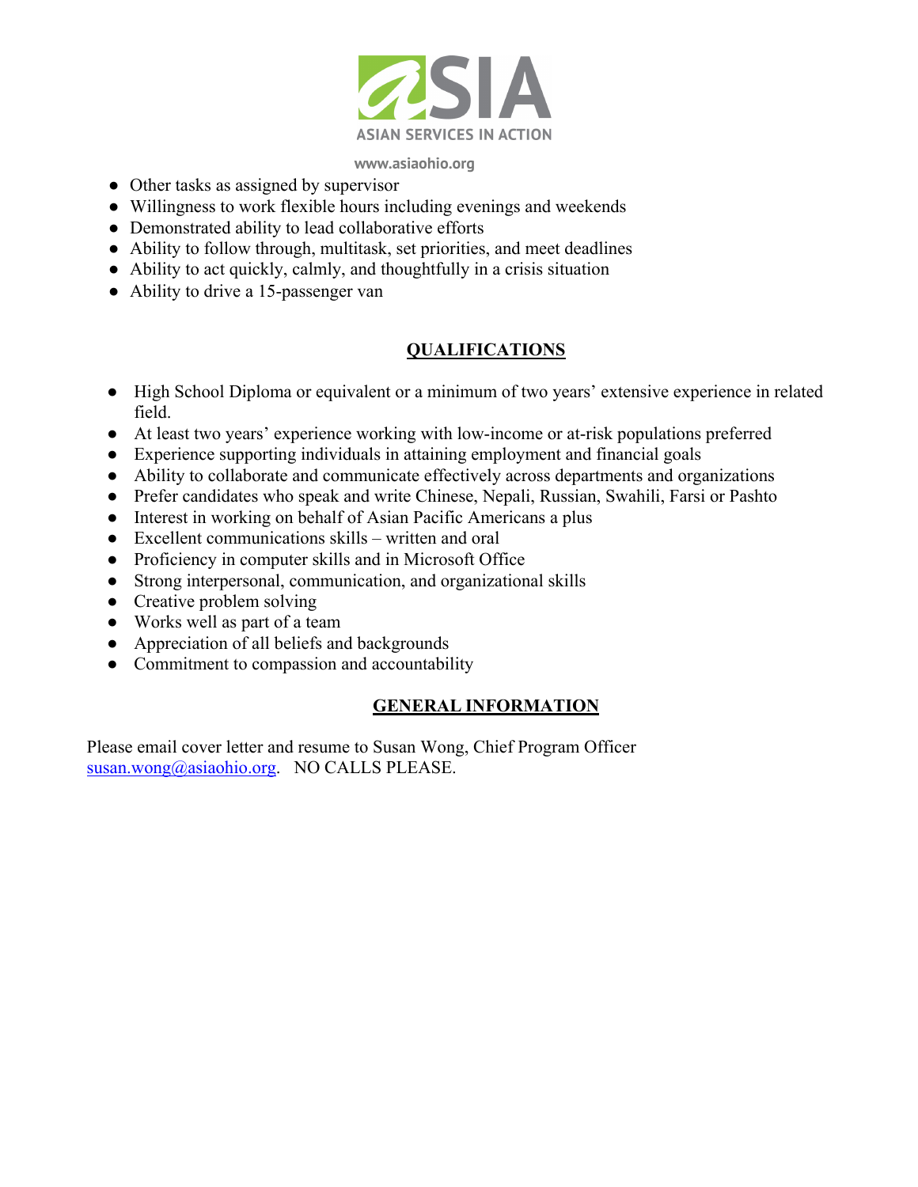- Other tasks as assigned by supervisor
- Willingness to work flexible hours including evenings and weekends
- Demonstrated ability to lead collaborative efforts
- Ability to follow through, multitask, set priorities, and meet deadlines
- Ability to act quickly, calmly, and thoughtfully in a crisis situation
- Ability to drive a 15-passenger van

## QUALIFICATIONS

- High School Diploma or equivalent or a minimum of two years' extensive experience in related field.
- At least two years' experience working with low-income or at-risk populations preferred
- Experience supporting individuals in attaining employment and financial goals
- Ability to collaborate and communicate effectively across departments and organizations
- Prefer candidates who speak and write Chinese, Nepali, Russian, Swahili, Farsi or Pashto
- Interest in working on behalf of Asian Pacific Americans a plus
- Excellent communications skills – written and oral
- Proficiency in computer skills and in Microsoft Office
- Strong interpersonal, communication, and organizational skills
- Creative problem solving
- Works well as part of a team
- Appreciation of all beliefs and backgrounds
- Commitment to compassion and accountability

## GENERAL INFORMATION

Please email cover letter and resume to Susan Wong, Chief Program Officer susan.wong@asiaohio.org. NO CALLS PLEASE.